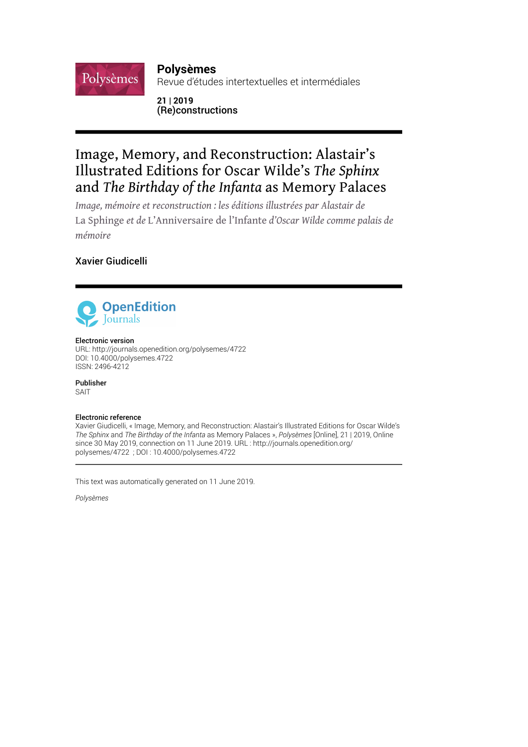**Polysèmes**
Revue d'études intertextuelles et intermédiales

**21 | 2019**
**(Re)constructions**

# Image, Memory, and Reconstruction: Alastair's Illustrated Editions for Oscar Wilde's *The Sphinx* and *The Birthday of the Infanta* as Memory Palaces

*Image, mémoire et reconstruction : les éditions illustrées par Alastair de* La Sphinge *et de* L'Anniversaire de l'Infante *d'Oscar Wilde comme palais de mémoire*

**Xavier Giudicelli**

OpenEdition Journals

**Electronic version**
URL: http://journals.openedition.org/polysemes/4722
DOI: 10.4000/polysemes.4722
ISSN: 2496-4212

**Publisher**
SAIT

**Electronic reference**
Xavier Giudicelli, « Image, Memory, and Reconstruction: Alastair's Illustrated Editions for Oscar Wilde's *The Sphinx* and *The Birthday of the Infanta* as Memory Palaces », *Polysèmes* [Online], 21 | 2019, Online since 30 May 2019, connection on 11 June 2019. URL : http://journals.openedition.org/polysemes/4722 ; DOI : 10.4000/polysemes.4722

This text was automatically generated on 11 June 2019.

*Polysèmes*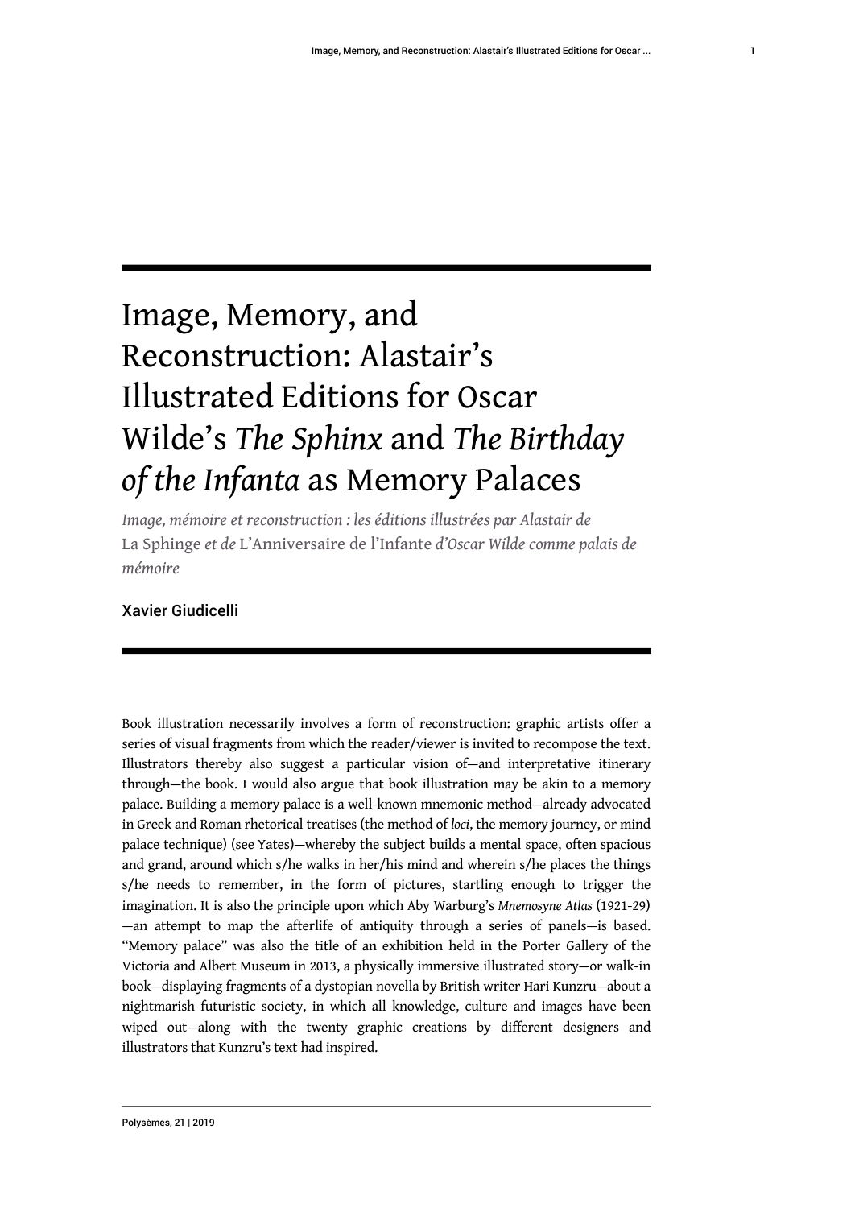# Image, Memory, and Reconstruction: Alastair's Illustrated Editions for Oscar Wilde's *The Sphinx* and *The Birthday of the Infanta* as Memory Palaces

*Image, mémoire et reconstruction : les éditions illustrées par Alastair de* La Sphinge *et de* L'Anniversaire de l'Infante *d'Oscar Wilde comme palais de mémoire*

Xavier Giudicelli

---

Book illustration necessarily involves a form of reconstruction: graphic artists offer a series of visual fragments from which the reader/viewer is invited to recompose the text. Illustrators thereby also suggest a particular vision of—and interpretative itinerary through—the book. I would also argue that book illustration may be akin to a memory palace. Building a memory palace is a well-known mnemonic method—already advocated in Greek and Roman rhetorical treatises (the method of *loci*, the memory journey, or mind palace technique) (see Yates)—whereby the subject builds a mental space, often spacious and grand, around which s/he walks in her/his mind and wherein s/he places the things s/he needs to remember, in the form of pictures, startling enough to trigger the imagination. It is also the principle upon which Aby Warburg's *Mnemosyne Atlas* (1921-29)—an attempt to map the afterlife of antiquity through a series of panels—is based. "Memory palace" was also the title of an exhibition held in the Porter Gallery of the Victoria and Albert Museum in 2013, a physically immersive illustrated story—or walk-in book—displaying fragments of a dystopian novella by British writer Hari Kunzru—about a nightmarish futuristic society, in which all knowledge, culture and images have been wiped out—along with the twenty graphic creations by different designers and illustrators that Kunzru's text had inspired.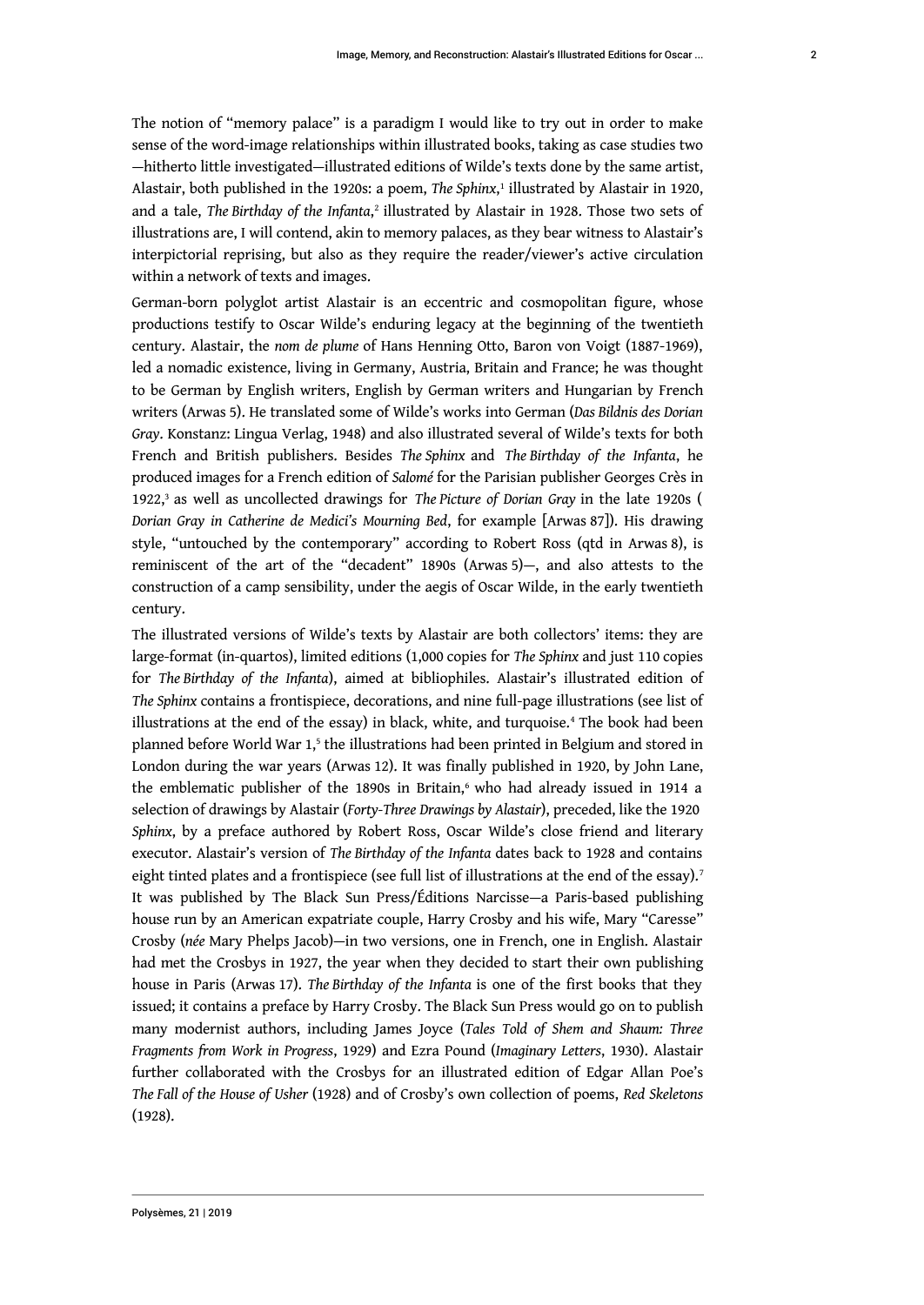The notion of "memory palace" is a paradigm I would like to try out in order to make sense of the word-image relationships within illustrated books, taking as case studies two —hitherto little investigated—illustrated editions of Wilde's texts done by the same artist, Alastair, both published in the 1920s: a poem, *The Sphinx*,[1] illustrated by Alastair in 1920, and a tale, *The Birthday of the Infanta*,[2] illustrated by Alastair in 1928. Those two sets of illustrations are, I will contend, akin to memory palaces, as they bear witness to Alastair's interpictorial reprising, but also as they require the reader/viewer's active circulation within a network of texts and images.

German-born polyglot artist Alastair is an eccentric and cosmopolitan figure, whose productions testify to Oscar Wilde's enduring legacy at the beginning of the twentieth century. Alastair, the *nom de plume* of Hans Henning Otto, Baron von Voigt (1887-1969), led a nomadic existence, living in Germany, Austria, Britain and France; he was thought to be German by English writers, English by German writers and Hungarian by French writers (Arwas 5). He translated some of Wilde's works into German (*Das Bildnis des Dorian Gray*. Konstanz: Lingua Verlag, 1948) and also illustrated several of Wilde's texts for both French and British publishers. Besides *The Sphinx* and *The Birthday of the Infanta*, he produced images for a French edition of *Salomé* for the Parisian publisher Georges Crès in 1922,[3] as well as uncollected drawings for *The Picture of Dorian Gray* in the late 1920s (*Dorian Gray in Catherine de Medici's Mourning Bed*, for example [Arwas 87]). His drawing style, "untouched by the contemporary" according to Robert Ross (qtd in Arwas 8), is reminiscent of the art of the "decadent" 1890s (Arwas 5)—, and also attests to the construction of a camp sensibility, under the aegis of Oscar Wilde, in the early twentieth century.

The illustrated versions of Wilde's texts by Alastair are both collectors' items: they are large-format (in-quartos), limited editions (1,000 copies for *The Sphinx* and just 110 copies for *The Birthday of the Infanta*), aimed at bibliophiles. Alastair's illustrated edition of *The Sphinx* contains a frontispiece, decorations, and nine full-page illustrations (see list of illustrations at the end of the essay) in black, white, and turquoise.[4] The book had been planned before World War 1,[5] the illustrations had been printed in Belgium and stored in London during the war years (Arwas 12). It was finally published in 1920, by John Lane, the emblematic publisher of the 1890s in Britain,[6] who had already issued in 1914 a selection of drawings by Alastair (*Forty-Three Drawings by Alastair*), preceded, like the 1920 *Sphinx*, by a preface authored by Robert Ross, Oscar Wilde's close friend and literary executor. Alastair's version of *The Birthday of the Infanta* dates back to 1928 and contains eight tinted plates and a frontispiece (see full list of illustrations at the end of the essay).[7] It was published by The Black Sun Press/Éditions Narcisse—a Paris-based publishing house run by an American expatriate couple, Harry Crosby and his wife, Mary "Caresse" Crosby (*née* Mary Phelps Jacob)—in two versions, one in French, one in English. Alastair had met the Crosbys in 1927, the year when they decided to start their own publishing house in Paris (Arwas 17). *The Birthday of the Infanta* is one of the first books that they issued; it contains a preface by Harry Crosby. The Black Sun Press would go on to publish many modernist authors, including James Joyce (*Tales Told of Shem and Shaum: Three Fragments from Work in Progress*, 1929) and Ezra Pound (*Imaginary Letters*, 1930). Alastair further collaborated with the Crosbys for an illustrated edition of Edgar Allan Poe's *The Fall of the House of Usher* (1928) and of Crosby's own collection of poems, *Red Skeletons* (1928).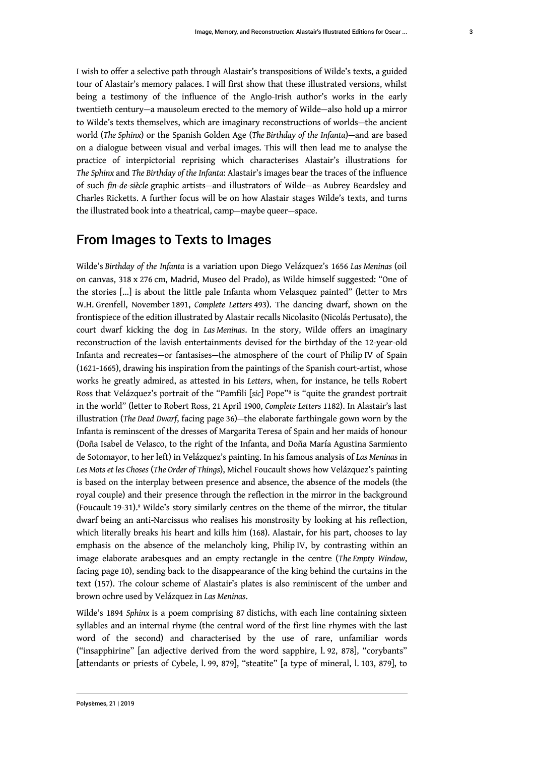I wish to offer a selective path through Alastair's transpositions of Wilde's texts, a guided tour of Alastair's memory palaces. I will first show that these illustrated versions, whilst being a testimony of the influence of the Anglo-Irish author's works in the early twentieth century—a mausoleum erected to the memory of Wilde—also hold up a mirror to Wilde's texts themselves, which are imaginary reconstructions of worlds—the ancient world (*The Sphinx*) or the Spanish Golden Age (*The Birthday of the Infanta*)—and are based on a dialogue between visual and verbal images. This will then lead me to analyse the practice of interpictorial reprising which characterises Alastair's illustrations for *The Sphinx* and *The Birthday of the Infanta*: Alastair's images bear the traces of the influence of such *fin-de-siècle* graphic artists—and illustrators of Wilde—as Aubrey Beardsley and Charles Ricketts. A further focus will be on how Alastair stages Wilde's texts, and turns the illustrated book into a theatrical, camp—maybe queer—space.

## From Images to Texts to Images

Wilde's *Birthday of the Infanta* is a variation upon Diego Velázquez's 1656 *Las Meninas* (oil on canvas, 318 x 276 cm, Madrid, Museo del Prado), as Wilde himself suggested: "One of the stories [...] is about the little pale Infanta whom Velasquez painted" (letter to Mrs W.H. Grenfell, November 1891, *Complete Letters* 493). The dancing dwarf, shown on the frontispiece of the edition illustrated by Alastair recalls Nicolasito (Nicolás Pertusato), the court dwarf kicking the dog in *Las Meninas*. In the story, Wilde offers an imaginary reconstruction of the lavish entertainments devised for the birthday of the 12-year-old Infanta and recreates—or fantasises—the atmosphere of the court of Philip IV of Spain (1621-1665), drawing his inspiration from the paintings of the Spanish court-artist, whose works he greatly admired, as attested in his *Letters*, when, for instance, he tells Robert Ross that Velázquez's portrait of the "Pamfili [*sic*] Pope"[8] is "quite the grandest portrait in the world" (letter to Robert Ross, 21 April 1900, *Complete Letters* 1182). In Alastair's last illustration (*The Dead Dwarf*, facing page 36)—the elaborate farthingale gown worn by the Infanta is reminscent of the dresses of Margarita Teresa of Spain and her maids of honour (Doña Isabel de Velasco, to the right of the Infanta, and Doña María Agustina Sarmiento de Sotomayor, to her left) in Velázquez's painting. In his famous analysis of *Las Meninas* in *Les Mots et les Choses* (*The Order of Things*), Michel Foucault shows how Velázquez's painting is based on the interplay between presence and absence, the absence of the models (the royal couple) and their presence through the reflection in the mirror in the background (Foucault 19-31).[9] Wilde's story similarly centres on the theme of the mirror, the titular dwarf being an anti-Narcissus who realises his monstrosity by looking at his reflection, which literally breaks his heart and kills him (168). Alastair, for his part, chooses to lay emphasis on the absence of the melancholy king, Philip IV, by contrasting within an image elaborate arabesques and an empty rectangle in the centre (*The Empty Window*, facing page 10), sending back to the disappearance of the king behind the curtains in the text (157). The colour scheme of Alastair's plates is also reminiscent of the umber and brown ochre used by Velázquez in *Las Meninas*.

Wilde's 1894 *Sphinx* is a poem comprising 87 distichs, with each line containing sixteen syllables and an internal rhyme (the central word of the first line rhymes with the last word of the second) and characterised by the use of rare, unfamiliar words ("insapphirine" [an adjective derived from the word sapphire, l. 92, 878], "corybants" [attendants or priests of Cybele, l. 99, 879], "steatite" [a type of mineral, l. 103, 879], to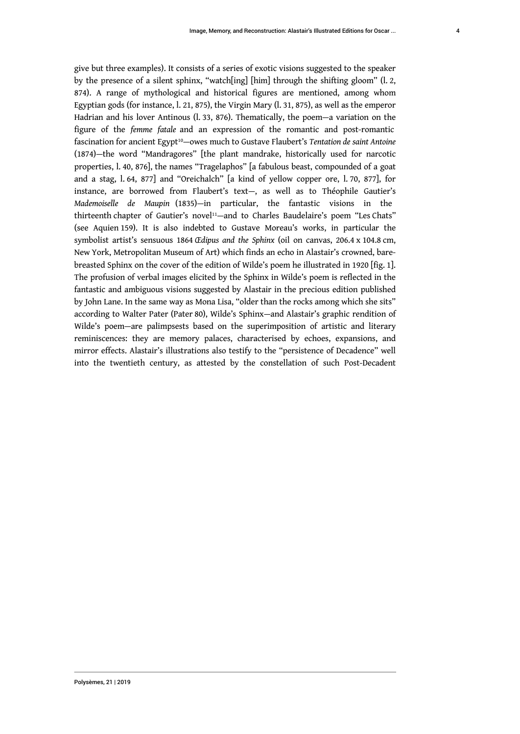give but three examples). It consists of a series of exotic visions suggested to the speaker by the presence of a silent sphinx, "watch[ing] [him] through the shifting gloom" (l. 2, 874). A range of mythological and historical figures are mentioned, among whom Egyptian gods (for instance, l. 21, 875), the Virgin Mary (l. 31, 875), as well as the emperor Hadrian and his lover Antinous (l. 33, 876). Thematically, the poem—a variation on the figure of the *femme fatale* and an expression of the romantic and post-romantic fascination for ancient Egypt[10]—owes much to Gustave Flaubert's *Tentation de saint Antoine* (1874)—the word "Mandragores" [the plant mandrake, historically used for narcotic properties, l. 40, 876], the names "Tragelaphos" [a fabulous beast, compounded of a goat and a stag, l. 64, 877] and "Oreichalch" [a kind of yellow copper ore, l. 70, 877], for instance, are borrowed from Flaubert's text—, as well as to Théophile Gautier's *Mademoiselle de Maupin* (1835)—in particular, the fantastic visions in the thirteenth chapter of Gautier's novel[11]—and to Charles Baudelaire's poem "Les Chats" (see Aquien 159). It is also indebted to Gustave Moreau's works, in particular the symbolist artist's sensuous 1864 *Œdipus and the Sphinx* (oil on canvas, 206.4 x 104.8 cm, New York, Metropolitan Museum of Art) which finds an echo in Alastair's crowned, bare-breasted Sphinx on the cover of the edition of Wilde's poem he illustrated in 1920 [fig. 1]. The profusion of verbal images elicited by the Sphinx in Wilde's poem is reflected in the fantastic and ambiguous visions suggested by Alastair in the precious edition published by John Lane. In the same way as Mona Lisa, "older than the rocks among which she sits" according to Walter Pater (Pater 80), Wilde's Sphinx—and Alastair's graphic rendition of Wilde's poem—are palimpsests based on the superimposition of artistic and literary reminiscences: they are memory palaces, characterised by echoes, expansions, and mirror effects. Alastair's illustrations also testify to the "persistence of Decadence" well into the twentieth century, as attested by the constellation of such Post-Decadent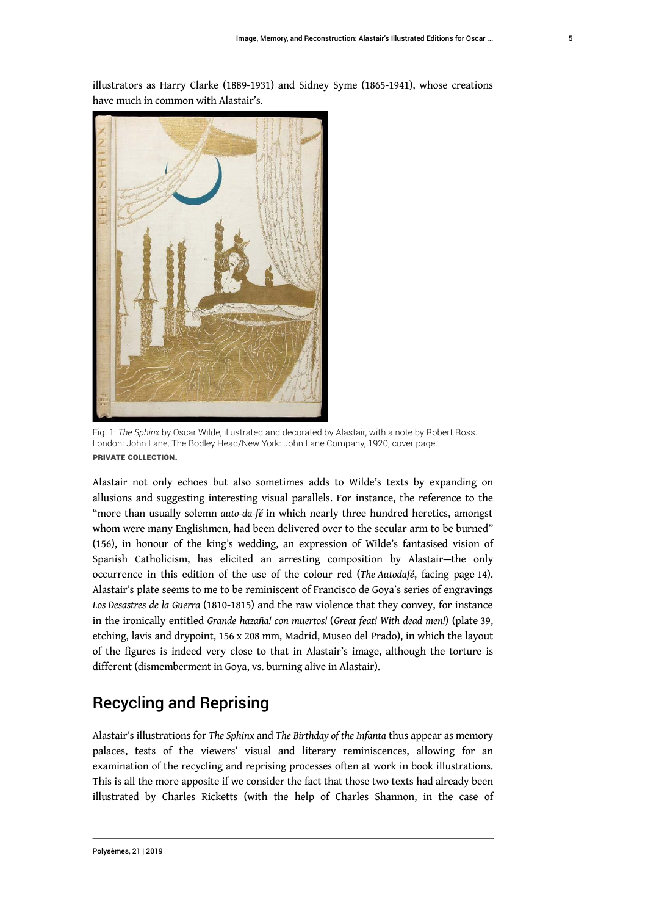illustrators as Harry Clarke (1889-1931) and Sidney Syme (1865-1941), whose creations have much in common with Alastair's.

Fig. 1: *The Sphinx* by Oscar Wilde, illustrated and decorated by Alastair, with a note by Robert Ross. London: John Lane, The Bodley Head/New York: John Lane Company, 1920, cover page.

**PRIVATE COLLECTION.**

Alastair not only echoes but also sometimes adds to Wilde's texts by expanding on allusions and suggesting interesting visual parallels. For instance, the reference to the "more than usually solemn *auto-da-fé* in which nearly three hundred heretics, amongst whom were many Englishmen, had been delivered over to the secular arm to be burned" (156), in honour of the king's wedding, an expression of Wilde's fantasised vision of Spanish Catholicism, has elicited an arresting composition by Alastair—the only occurrence in this edition of the use of the colour red (*The Autodafé*, facing page 14). Alastair's plate seems to me to be reminiscent of Francisco de Goya's series of engravings *Los Desastres de la Guerra* (1810-1815) and the raw violence that they convey, for instance in the ironically entitled *Grande hazaña! con muertos!* (*Great feat! With dead men!*) (plate 39, etching, lavis and drypoint, 156 x 208 mm, Madrid, Museo del Prado), in which the layout of the figures is indeed very close to that in Alastair's image, although the torture is different (dismemberment in Goya, vs. burning alive in Alastair).

## Recycling and Reprising

Alastair's illustrations for *The Sphinx* and *The Birthday of the Infanta* thus appear as memory palaces, tests of the viewers' visual and literary reminiscences, allowing for an examination of the recycling and reprising processes often at work in book illustrations. This is all the more apposite if we consider the fact that those two texts had already been illustrated by Charles Ricketts (with the help of Charles Shannon, in the case of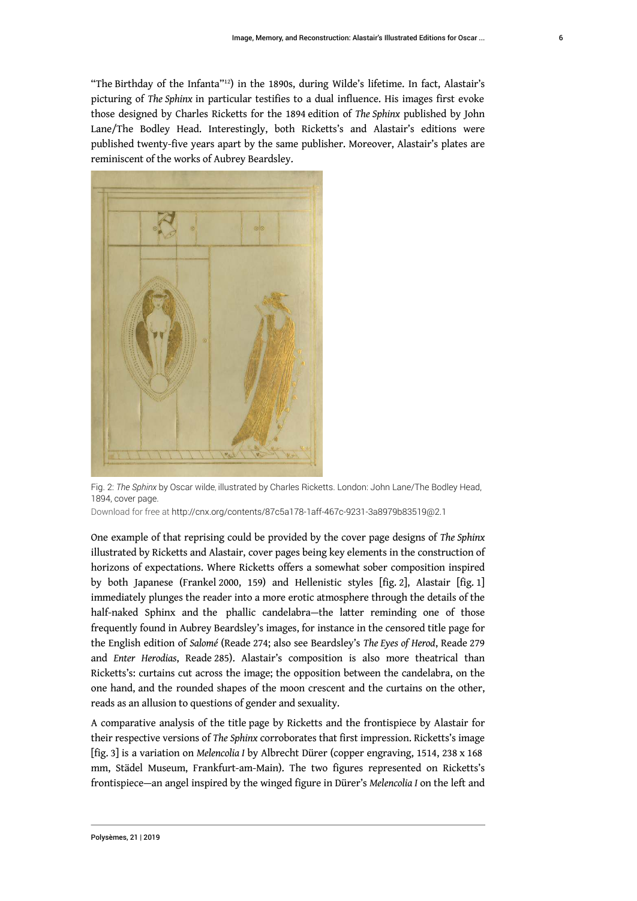"The Birthday of the Infanta"[12]) in the 1890s, during Wilde's lifetime. In fact, Alastair's picturing of *The Sphinx* in particular testifies to a dual influence. His images first evoke those designed by Charles Ricketts for the 1894 edition of *The Sphinx* published by John Lane/The Bodley Head. Interestingly, both Ricketts's and Alastair's editions were published twenty-five years apart by the same publisher. Moreover, Alastair's plates are reminiscent of the works of Aubrey Beardsley.

Fig. 2: *The Sphinx* by Oscar wilde, illustrated by Charles Ricketts. London: John Lane/The Bodley Head, 1894, cover page.

Download for free at http://cnx.org/contents/87c5a178-1aff-467c-9231-3a8979b83519@2.1

One example of that reprising could be provided by the cover page designs of *The Sphinx* illustrated by Ricketts and Alastair, cover pages being key elements in the construction of horizons of expectations. Where Ricketts offers a somewhat sober composition inspired by both Japanese (Frankel 2000, 159) and Hellenistic styles [fig. 2], Alastair [fig. 1] immediately plunges the reader into a more erotic atmosphere through the details of the half-naked Sphinx and the phallic candelabra—the latter reminding one of those frequently found in Aubrey Beardsley's images, for instance in the censored title page for the English edition of *Salomé* (Reade 274; also see Beardsley's *The Eyes of Herod*, Reade 279 and *Enter Herodias*, Reade 285). Alastair's composition is also more theatrical than Ricketts's: curtains cut across the image; the opposition between the candelabra, on the one hand, and the rounded shapes of the moon crescent and the curtains on the other, reads as an allusion to questions of gender and sexuality.

A comparative analysis of the title page by Ricketts and the frontispiece by Alastair for their respective versions of *The Sphinx* corroborates that first impression. Ricketts's image [fig. 3] is a variation on *Melencolia I* by Albrecht Dürer (copper engraving, 1514, 238 x 168 mm, Städel Museum, Frankfurt-am-Main). The two figures represented on Ricketts's frontispiece—an angel inspired by the winged figure in Dürer's *Melencolia I* on the left and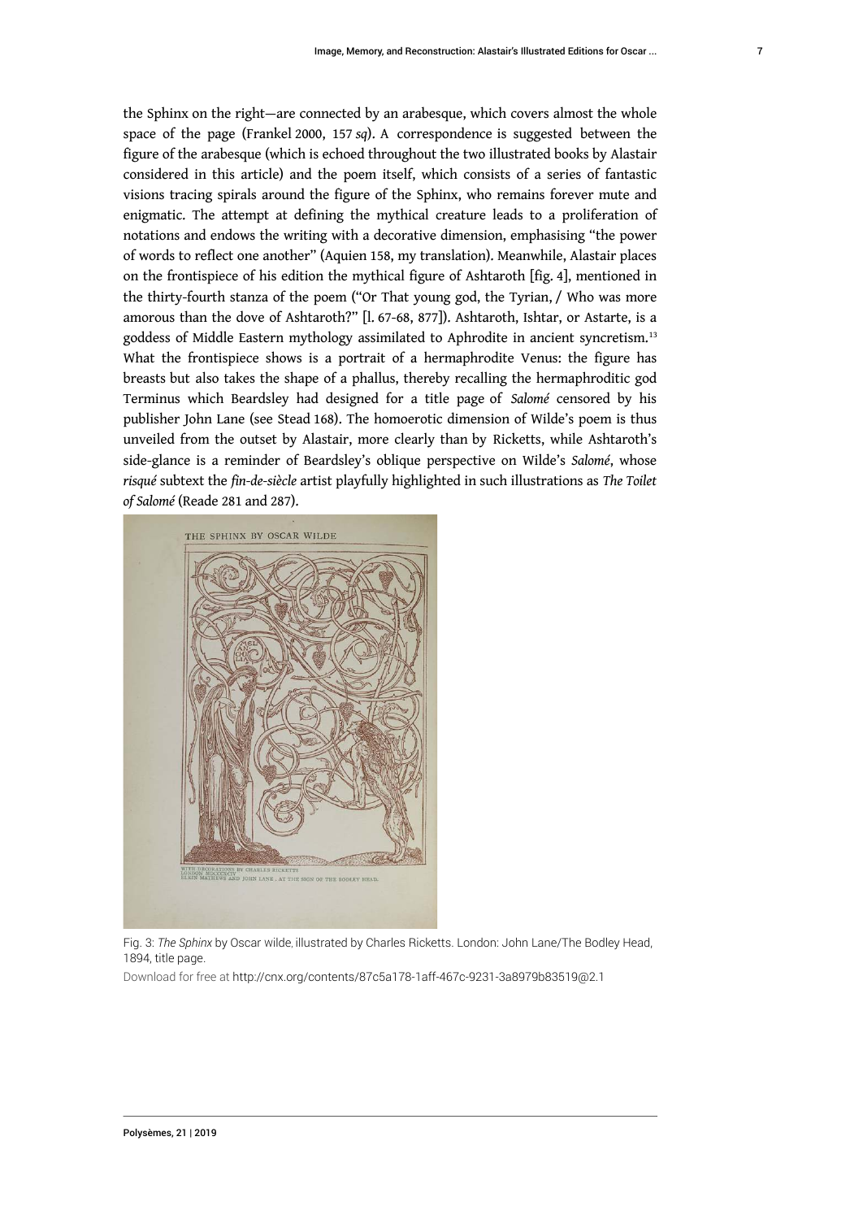the Sphinx on the right—are connected by an arabesque, which covers almost the whole space of the page (Frankel 2000, 157 *sq*). A correspondence is suggested between the figure of the arabesque (which is echoed throughout the two illustrated books by Alastair considered in this article) and the poem itself, which consists of a series of fantastic visions tracing spirals around the figure of the Sphinx, who remains forever mute and enigmatic. The attempt at defining the mythical creature leads to a proliferation of notations and endows the writing with a decorative dimension, emphasising "the power of words to reflect one another" (Aquien 158, my translation). Meanwhile, Alastair places on the frontispiece of his edition the mythical figure of Ashtaroth [fig. 4], mentioned in the thirty-fourth stanza of the poem ("Or That young god, the Tyrian, / Who was more amorous than the dove of Ashtaroth?" [l. 67-68, 877]). Ashtaroth, Ishtar, or Astarte, is a goddess of Middle Eastern mythology assimilated to Aphrodite in ancient syncretism.[13] What the frontispiece shows is a portrait of a hermaphrodite Venus: the figure has breasts but also takes the shape of a phallus, thereby recalling the hermaphroditic god Terminus which Beardsley had designed for a title page of *Salomé* censored by his publisher John Lane (see Stead 168). The homoerotic dimension of Wilde's poem is thus unveiled from the outset by Alastair, more clearly than by Ricketts, while Ashtaroth's side-glance is a reminder of Beardsley's oblique perspective on Wilde's *Salomé*, whose *risqué* subtext the *fin-de-siècle* artist playfully highlighted in such illustrations as *The Toilet of Salomé* (Reade 281 and 287).

Fig. 3: *The Sphinx* by Oscar wilde, illustrated by Charles Ricketts. London: John Lane/The Bodley Head, 1894, title page.

Download for free at http://cnx.org/contents/87c5a178-1aff-467c-9231-3a8979b83519@2.1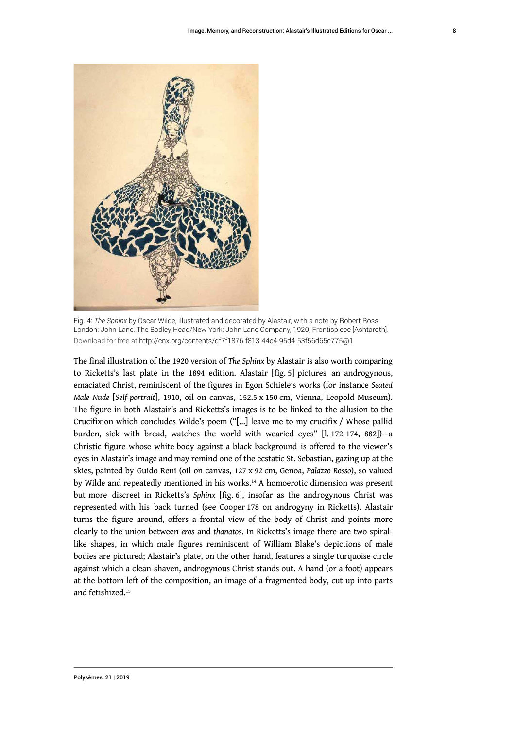Fig. 4: *The Sphinx* by Oscar Wilde, illustrated and decorated by Alastair, with a note by Robert Ross. London: John Lane, The Bodley Head/New York: John Lane Company, 1920, Frontispiece [Ashtaroth]. Download for free at http://cnx.org/contents/df7f1876-f813-44c4-95d4-53f56d65c775@1

The final illustration of the 1920 version of *The Sphinx* by Alastair is also worth comparing to Ricketts's last plate in the 1894 edition. Alastair [fig. 5] pictures an androgynous, emaciated Christ, reminiscent of the figures in Egon Schiele's works (for instance *Seated Male Nude* [*Self-portrait*], 1910, oil on canvas, 152.5 x 150 cm, Vienna, Leopold Museum). The figure in both Alastair's and Ricketts's images is to be linked to the allusion to the Crucifixion which concludes Wilde's poem ("[...] leave me to my crucifix / Whose pallid burden, sick with bread, watches the world with wearied eyes" [l. 172-174, 882])—a Christic figure whose white body against a black background is offered to the viewer's eyes in Alastair's image and may remind one of the ecstatic St. Sebastian, gazing up at the skies, painted by Guido Reni (oil on canvas, 127 x 92 cm, Genoa, *Palazzo Rosso*), so valued by Wilde and repeatedly mentioned in his works.[14] A homoerotic dimension was present but more discreet in Ricketts's *Sphinx* [fig. 6], insofar as the androgynous Christ was represented with his back turned (see Cooper 178 on androgyny in Ricketts). Alastair turns the figure around, offers a frontal view of the body of Christ and points more clearly to the union between *eros* and *thanatos*. In Ricketts's image there are two spiral-like shapes, in which male figures reminiscent of William Blake's depictions of male bodies are pictured; Alastair's plate, on the other hand, features a single turquoise circle against which a clean-shaven, androgynous Christ stands out. A hand (or a foot) appears at the bottom left of the composition, an image of a fragmented body, cut up into parts and fetishized.[15]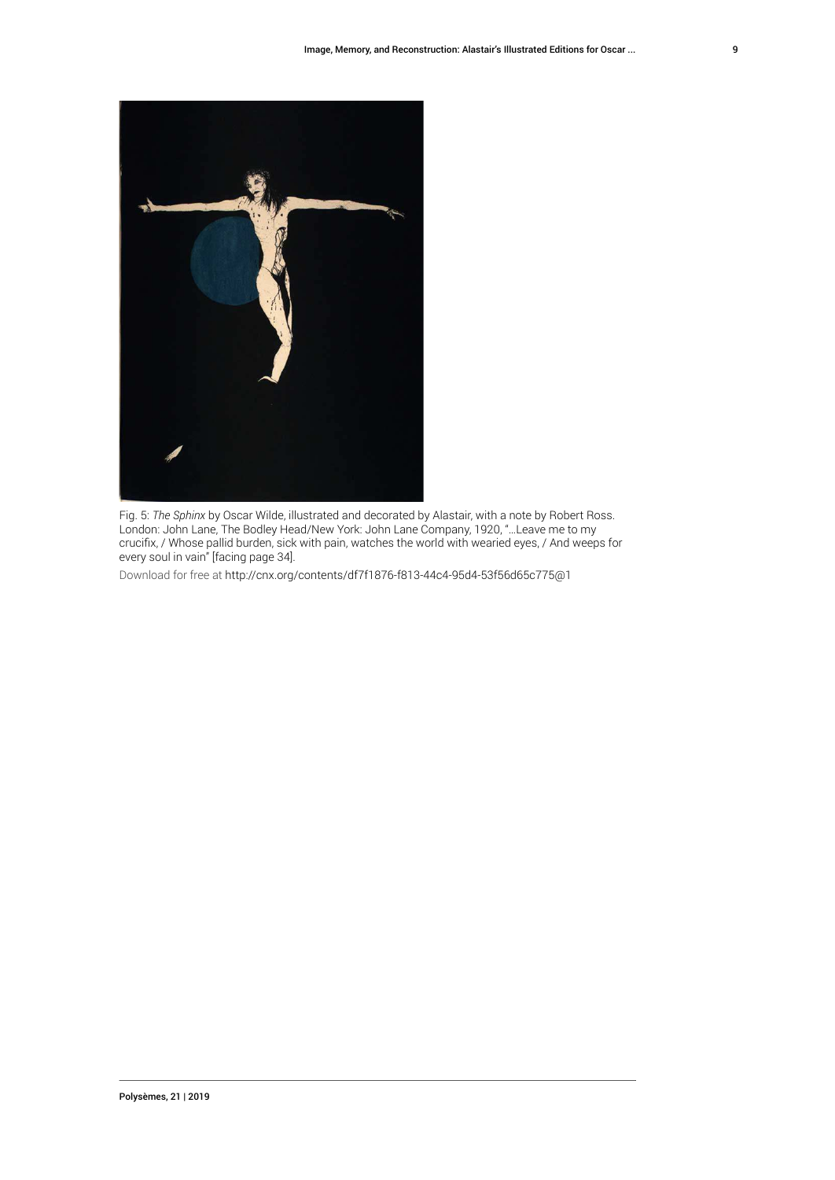Fig. 5: *The Sphinx* by Oscar Wilde, illustrated and decorated by Alastair, with a note by Robert Ross. London: John Lane, The Bodley Head/New York: John Lane Company, 1920, "…Leave me to my crucifix, / Whose pallid burden, sick with pain, watches the world with wearied eyes, / And weeps for every soul in vain" [facing page 34].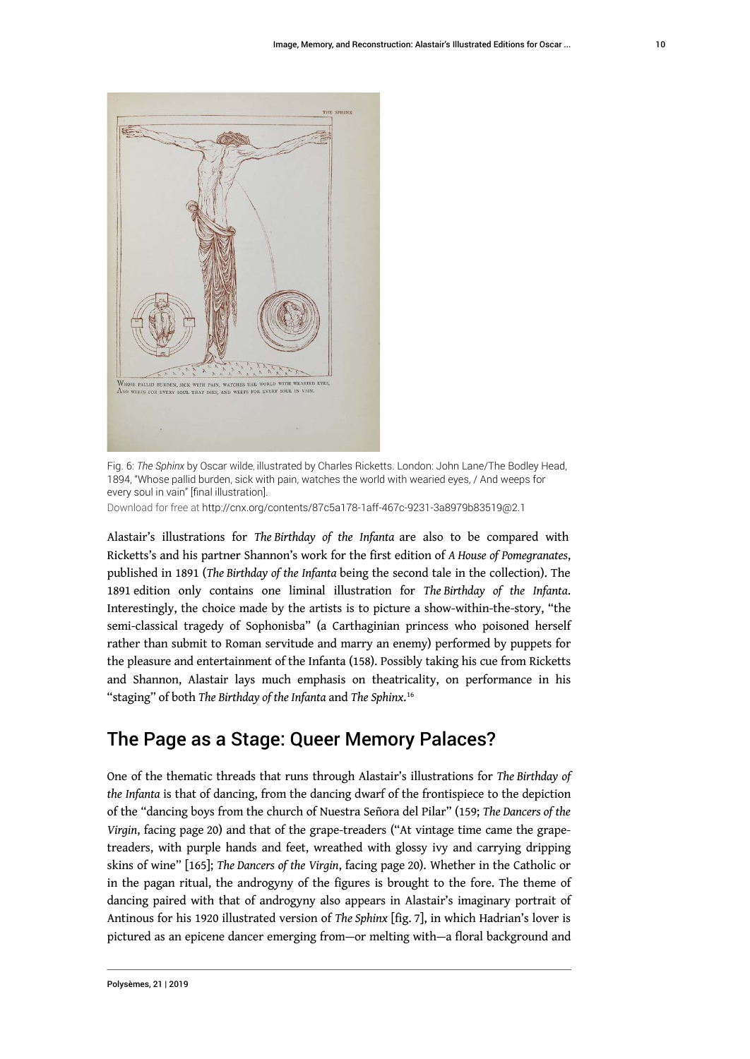Fig. 6: *The Sphinx* by Oscar wilde, illustrated by Charles Ricketts. London: John Lane/The Bodley Head, 1894, "Whose pallid burden, sick with pain, watches the world with wearied eyes, / And weeps for every soul in vain" [final illustration].

Download for free at http://cnx.org/contents/87c5a178-1aff-467c-9231-3a8979b83519@2.1

Alastair's illustrations for *The Birthday of the Infanta* are also to be compared with Ricketts's and his partner Shannon's work for the first edition of *A House of Pomegranates*, published in 1891 (*The Birthday of the Infanta* being the second tale in the collection). The 1891 edition only contains one liminal illustration for *The Birthday of the Infanta*. Interestingly, the choice made by the artists is to picture a show-within-the-story, "the semi-classical tragedy of Sophonisba" (a Carthaginian princess who poisoned herself rather than submit to Roman servitude and marry an enemy) performed by puppets for the pleasure and entertainment of the Infanta (158). Possibly taking his cue from Ricketts and Shannon, Alastair lays much emphasis on theatricality, on performance in his "staging" of both *The Birthday of the Infanta* and *The Sphinx*.[16]

## The Page as a Stage: Queer Memory Palaces?

One of the thematic threads that runs through Alastair's illustrations for *The Birthday of the Infanta* is that of dancing, from the dancing dwarf of the frontispiece to the depiction of the "dancing boys from the church of Nuestra Señora del Pilar" (159; *The Dancers of the Virgin*, facing page 20) and that of the grape-treaders ("At vintage time came the grape-treaders, with purple hands and feet, wreathed with glossy ivy and carrying dripping skins of wine" [165]; *The Dancers of the Virgin*, facing page 20). Whether in the Catholic or in the pagan ritual, the androgyny of the figures is brought to the fore. The theme of dancing paired with that of androgyny also appears in Alastair's imaginary portrait of Antinous for his 1920 illustrated version of *The Sphinx* [fig. 7], in which Hadrian's lover is pictured as an epicene dancer emerging from—or melting with—a floral background and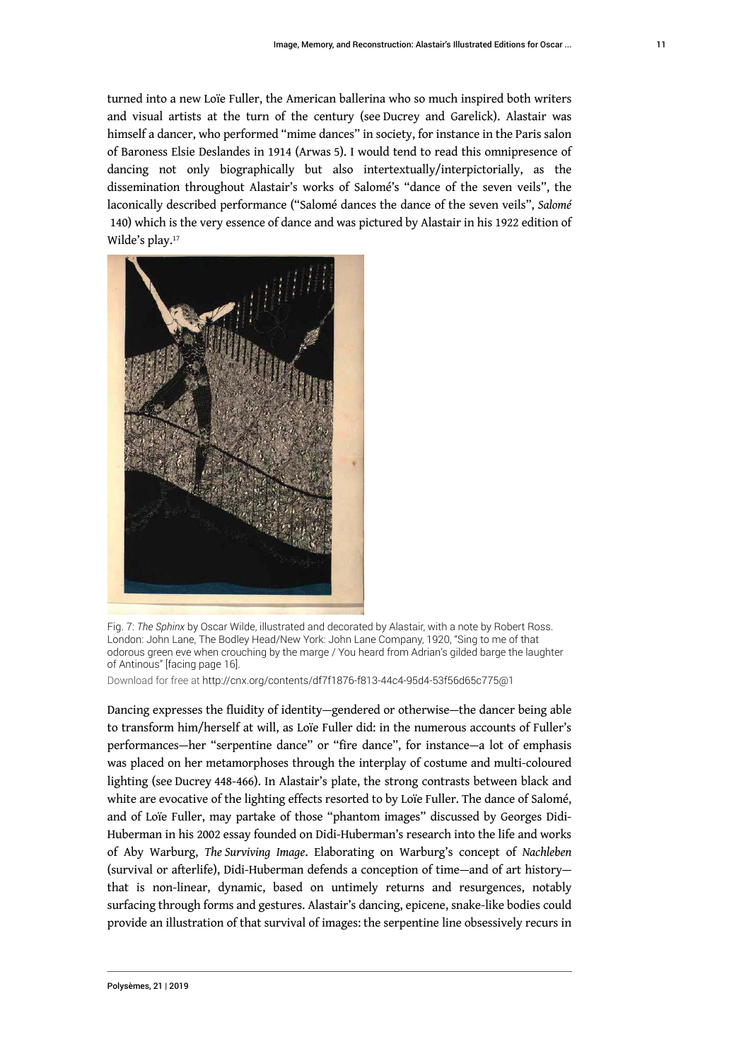turned into a new Loïe Fuller, the American ballerina who so much inspired both writers and visual artists at the turn of the century (see Ducrey and Garelick). Alastair was himself a dancer, who performed "mime dances" in society, for instance in the Paris salon of Baroness Elsie Deslandes in 1914 (Arwas 5). I would tend to read this omnipresence of dancing not only biographically but also intertextually/interpictorially, as the dissemination throughout Alastair's works of Salomé's "dance of the seven veils", the laconically described performance ("Salomé dances the dance of the seven veils", *Salomé* 140) which is the very essence of dance and was pictured by Alastair in his 1922 edition of Wilde's play.[17]

Fig. 7: *The Sphinx* by Oscar Wilde, illustrated and decorated by Alastair, with a note by Robert Ross. London: John Lane, The Bodley Head/New York: John Lane Company, 1920, "Sing to me of that odorous green eve when crouching by the marge / You heard from Adrian's gilded barge the laughter of Antinous" [facing page 16].

Download for free at http://cnx.org/contents/df7f1876-f813-44c4-95d4-53f56d65c775@1

Dancing expresses the fluidity of identity—gendered or otherwise—the dancer being able to transform him/herself at will, as Loïe Fuller did: in the numerous accounts of Fuller's performances—her "serpentine dance" or "fire dance", for instance—a lot of emphasis was placed on her metamorphoses through the interplay of costume and multi-coloured lighting (see Ducrey 448-466). In Alastair's plate, the strong contrasts between black and white are evocative of the lighting effects resorted to by Loïe Fuller. The dance of Salomé, and of Loïe Fuller, may partake of those "phantom images" discussed by Georges Didi-Huberman in his 2002 essay founded on Didi-Huberman's research into the life and works of Aby Warburg, *The Surviving Image*. Elaborating on Warburg's concept of *Nachleben* (survival or afterlife), Didi-Huberman defends a conception of time—and of art history—that is non-linear, dynamic, based on untimely returns and resurgences, notably surfacing through forms and gestures. Alastair's dancing, epicene, snake-like bodies could provide an illustration of that survival of images: the serpentine line obsessively recurs in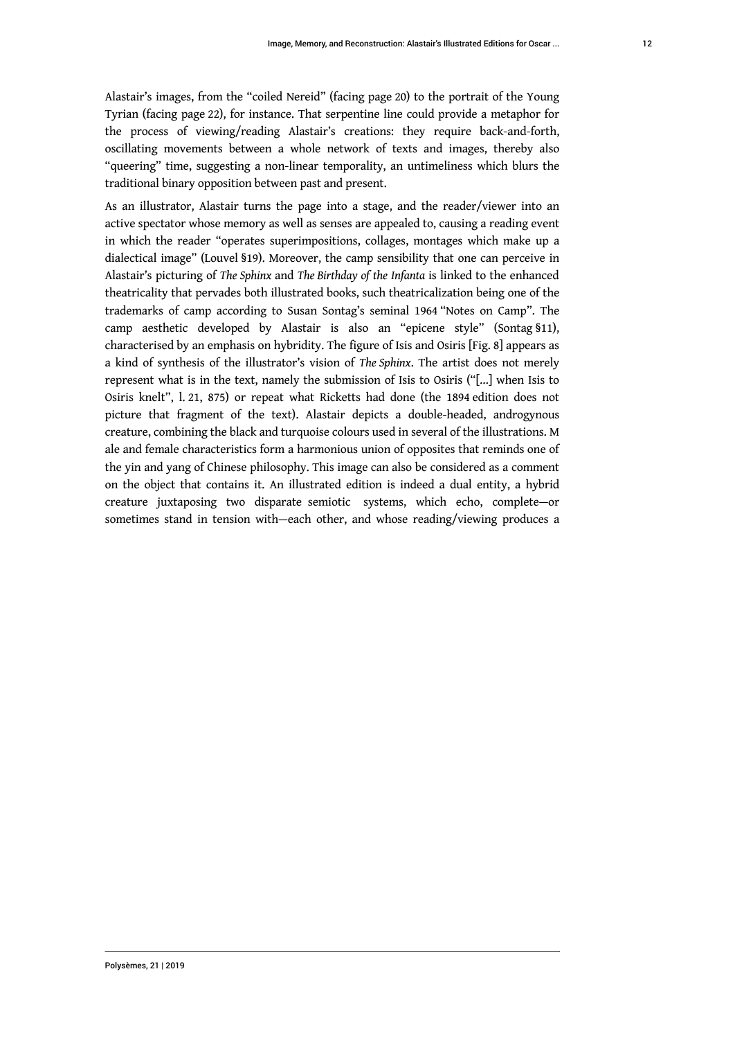Alastair's images, from the "coiled Nereid" (facing page 20) to the portrait of the Young Tyrian (facing page 22), for instance. That serpentine line could provide a metaphor for the process of viewing/reading Alastair's creations: they require back-and-forth, oscillating movements between a whole network of texts and images, thereby also "queering" time, suggesting a non-linear temporality, an untimeliness which blurs the traditional binary opposition between past and present.

As an illustrator, Alastair turns the page into a stage, and the reader/viewer into an active spectator whose memory as well as senses are appealed to, causing a reading event in which the reader "operates superimpositions, collages, montages which make up a dialectical image" (Louvel §19). Moreover, the camp sensibility that one can perceive in Alastair's picturing of *The Sphinx* and *The Birthday of the Infanta* is linked to the enhanced theatricality that pervades both illustrated books, such theatricalization being one of the trademarks of camp according to Susan Sontag's seminal 1964 "Notes on Camp". The camp aesthetic developed by Alastair is also an "epicene style" (Sontag §11), characterised by an emphasis on hybridity. The figure of Isis and Osiris [Fig. 8] appears as a kind of synthesis of the illustrator's vision of *The Sphinx*. The artist does not merely represent what is in the text, namely the submission of Isis to Osiris ("[...] when Isis to Osiris knelt", l. 21, 875) or repeat what Ricketts had done (the 1894 edition does not picture that fragment of the text). Alastair depicts a double-headed, androgynous creature, combining the black and turquoise colours used in several of the illustrations. M ale and female characteristics form a harmonious union of opposites that reminds one of the yin and yang of Chinese philosophy. This image can also be considered as a comment on the object that contains it. An illustrated edition is indeed a dual entity, a hybrid creature juxtaposing two disparate semiotic systems, which echo, complete—or sometimes stand in tension with—each other, and whose reading/viewing produces a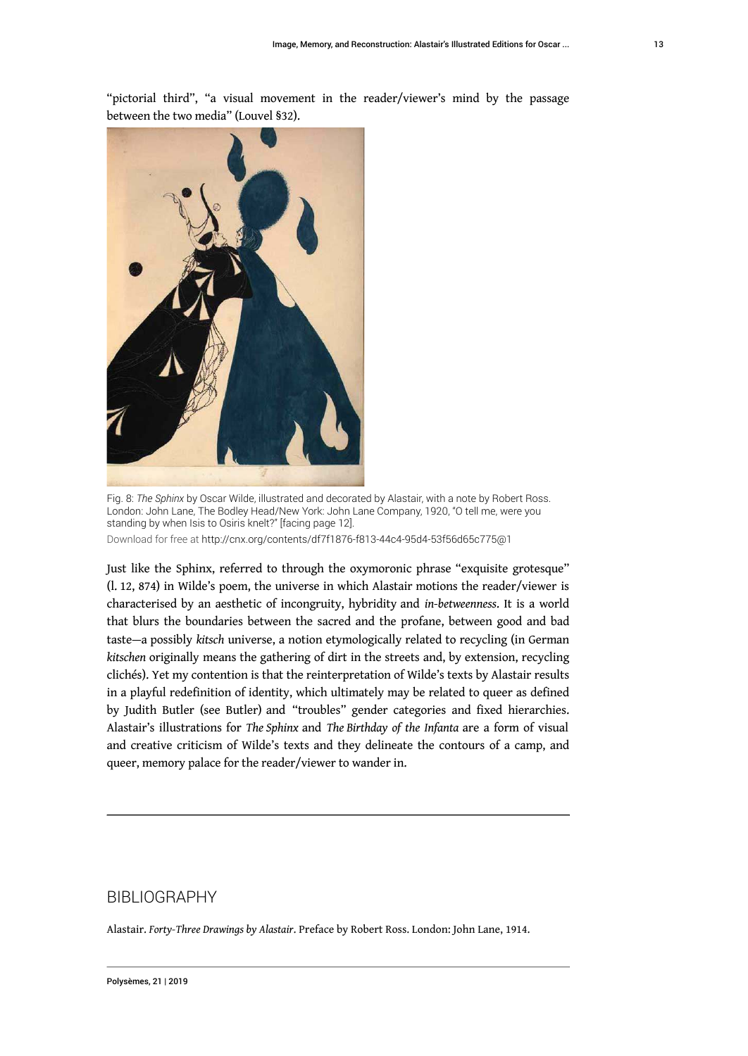"pictorial third", "a visual movement in the reader/viewer's mind by the passage between the two media" (Louvel §32).

Fig. 8: *The Sphinx* by Oscar Wilde, illustrated and decorated by Alastair, with a note by Robert Ross. London: John Lane, The Bodley Head/New York: John Lane Company, 1920, "O tell me, were you standing by when Isis to Osiris knelt?" [facing page 12].

Download for free at http://cnx.org/contents/df7f1876-f813-44c4-95d4-53f56d65c775@1

Just like the Sphinx, referred to through the oxymoronic phrase "exquisite grotesque" (l. 12, 874) in Wilde's poem, the universe in which Alastair motions the reader/viewer is characterised by an aesthetic of incongruity, hybridity and *in-betweenness*. It is a world that blurs the boundaries between the sacred and the profane, between good and bad taste—a possibly *kitsch* universe, a notion etymologically related to recycling (in German *kitschen* originally means the gathering of dirt in the streets and, by extension, recycling clichés). Yet my contention is that the reinterpretation of Wilde's texts by Alastair results in a playful redefinition of identity, which ultimately may be related to queer as defined by Judith Butler (see Butler) and "troubles" gender categories and fixed hierarchies. Alastair's illustrations for *The Sphinx* and *The Birthday of the Infanta* are a form of visual and creative criticism of Wilde's texts and they delineate the contours of a camp, and queer, memory palace for the reader/viewer to wander in.

## BIBLIOGRAPHY

Alastair. *Forty-Three Drawings by Alastair*. Preface by Robert Ross. London: John Lane, 1914.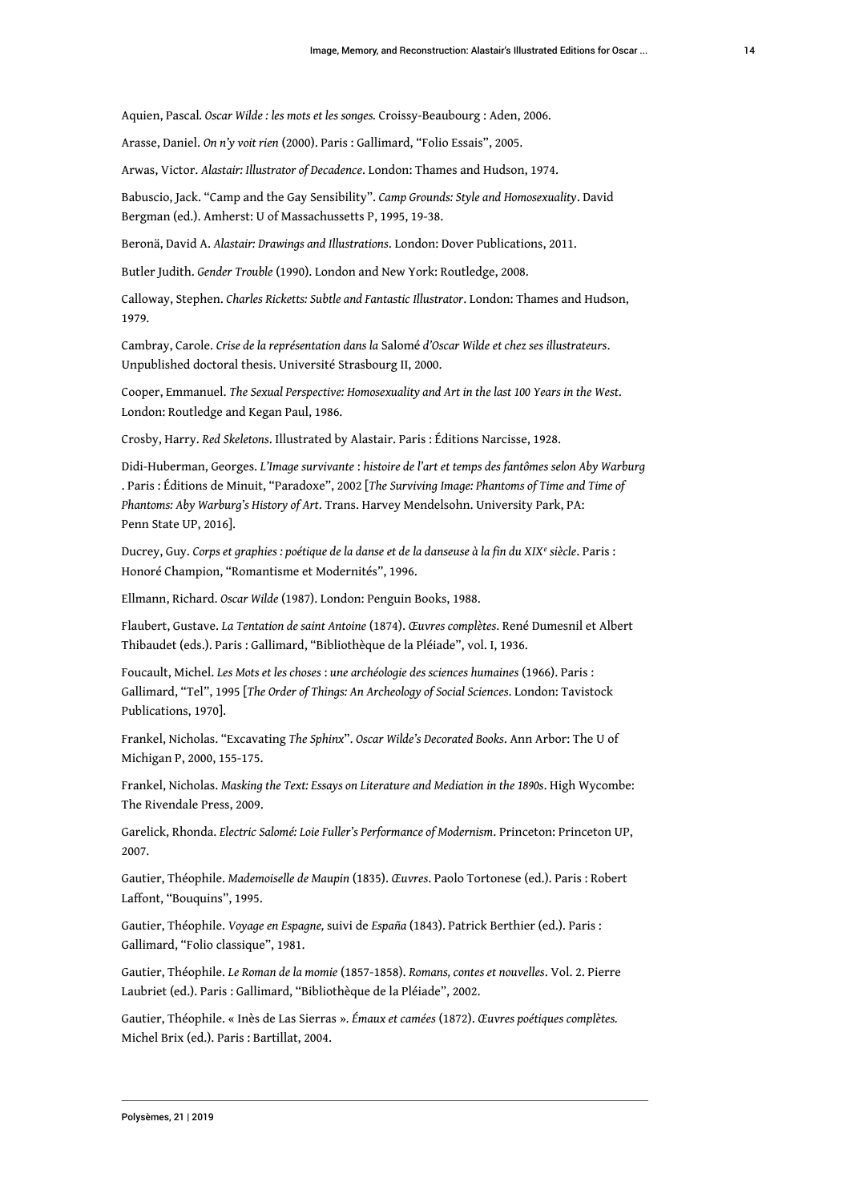Aquien, Pascal. *Oscar Wilde : les mots et les songes.* Croissy-Beaubourg : Aden, 2006.

Arasse, Daniel. *On n'y voit rien* (2000). Paris : Gallimard, "Folio Essais", 2005.

Arwas, Victor. *Alastair: Illustrator of Decadence*. London: Thames and Hudson, 1974.

Babuscio, Jack. "Camp and the Gay Sensibility". *Camp Grounds: Style and Homosexuality*. David Bergman (ed.). Amherst: U of Massachussetts P, 1995, 19-38.

Beronä, David A. *Alastair: Drawings and Illustrations*. London: Dover Publications, 2011.

Butler Judith. *Gender Trouble* (1990). London and New York: Routledge, 2008.

Calloway, Stephen. *Charles Ricketts: Subtle and Fantastic Illustrator*. London: Thames and Hudson, 1979.

Cambray, Carole. *Crise de la représentation dans la* Salomé *d'Oscar Wilde et chez ses illustrateurs*. Unpublished doctoral thesis. Université Strasbourg II, 2000.

Cooper, Emmanuel. *The Sexual Perspective: Homosexuality and Art in the last 100 Years in the West*. London: Routledge and Kegan Paul, 1986.

Crosby, Harry. *Red Skeletons*. Illustrated by Alastair. Paris : Éditions Narcisse, 1928.

Didi-Huberman, Georges. *L'Image survivante : histoire de l'art et temps des fantômes selon Aby Warburg* . Paris : Éditions de Minuit, "Paradoxe", 2002 [*The Surviving Image: Phantoms of Time and Time of Phantoms: Aby Warburg's History of Art*. Trans. Harvey Mendelsohn. University Park, PA: Penn State UP, 2016].

Ducrey, Guy. *Corps et graphies : poétique de la danse et de la danseuse à la fin du XIX^e siècle*. Paris : Honoré Champion, "Romantisme et Modernités", 1996.

Ellmann, Richard. *Oscar Wilde* (1987). London: Penguin Books, 1988.

Flaubert, Gustave. *La Tentation de saint Antoine* (1874). *Œuvres complètes*. René Dumesnil et Albert Thibaudet (eds.). Paris : Gallimard, "Bibliothèque de la Pléiade", vol. I, 1936.

Foucault, Michel. *Les Mots et les choses : une archéologie des sciences humaines* (1966). Paris : Gallimard, "Tel", 1995 [*The Order of Things: An Archeology of Social Sciences*. London: Tavistock Publications, 1970].

Frankel, Nicholas. "Excavating *The Sphinx*". *Oscar Wilde's Decorated Books*. Ann Arbor: The U of Michigan P, 2000, 155-175.

Frankel, Nicholas. *Masking the Text: Essays on Literature and Mediation in the 1890s*. High Wycombe: The Rivendale Press, 2009.

Garelick, Rhonda. *Electric Salomé: Loie Fuller's Performance of Modernism*. Princeton: Princeton UP, 2007.

Gautier, Théophile. *Mademoiselle de Maupin* (1835). *Œuvres*. Paolo Tortonese (ed.). Paris : Robert Laffont, "Bouquins", 1995.

Gautier, Théophile. *Voyage en Espagne,* suivi de *España* (1843). Patrick Berthier (ed.). Paris : Gallimard, "Folio classique", 1981.

Gautier, Théophile. *Le Roman de la momie* (1857-1858). *Romans, contes et nouvelles*. Vol. 2. Pierre Laubriet (ed.). Paris : Gallimard, "Bibliothèque de la Pléiade", 2002.

Gautier, Théophile. « Inès de Las Sierras ». *Émaux et camées* (1872). *Œuvres poétiques complètes.* Michel Brix (ed.). Paris : Bartillat, 2004.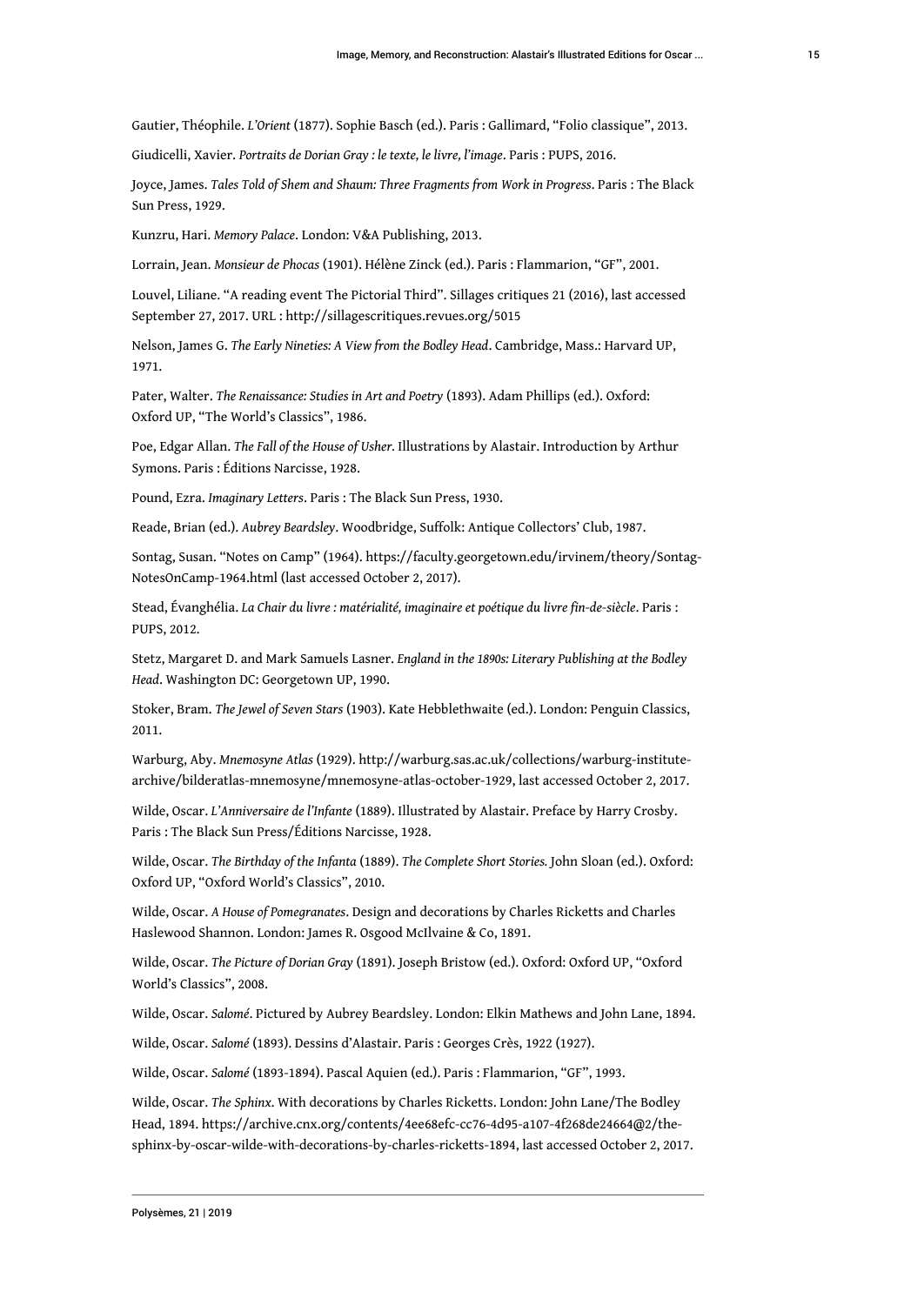Gautier, Théophile. *L'Orient* (1877). Sophie Basch (ed.). Paris : Gallimard, "Folio classique", 2013.

Giudicelli, Xavier. *Portraits de Dorian Gray : le texte, le livre, l'image*. Paris : PUPS, 2016.

Joyce, James. *Tales Told of Shem and Shaum: Three Fragments from Work in Progress*. Paris : The Black Sun Press, 1929.

Kunzru, Hari. *Memory Palace*. London: V&A Publishing, 2013.

Lorrain, Jean. *Monsieur de Phocas* (1901). Hélène Zinck (ed.). Paris : Flammarion, "GF", 2001.

Louvel, Liliane. "A reading event The Pictorial Third". Sillages critiques 21 (2016), last accessed September 27, 2017. URL : http://sillagescritiques.revues.org/5015

Nelson, James G. *The Early Nineties: A View from the Bodley Head*. Cambridge, Mass.: Harvard UP, 1971.

Pater, Walter. *The Renaissance: Studies in Art and Poetry* (1893). Adam Phillips (ed.). Oxford: Oxford UP, "The World's Classics", 1986.

Poe, Edgar Allan. *The Fall of the House of Usher.* Illustrations by Alastair. Introduction by Arthur Symons. Paris : Éditions Narcisse, 1928.

Pound, Ezra. *Imaginary Letters*. Paris : The Black Sun Press, 1930.

Reade, Brian (ed.). *Aubrey Beardsley*. Woodbridge, Suffolk: Antique Collectors' Club, 1987.

Sontag, Susan. "Notes on Camp" (1964). https://faculty.georgetown.edu/irvinem/theory/Sontag-NotesOnCamp-1964.html (last accessed October 2, 2017).

Stead, Évanghélia. *La Chair du livre : matérialité, imaginaire et poétique du livre fin-de-siècle*. Paris : PUPS, 2012.

Stetz, Margaret D. and Mark Samuels Lasner. *England in the 1890s: Literary Publishing at the Bodley Head*. Washington DC: Georgetown UP, 1990.

Stoker, Bram. *The Jewel of Seven Stars* (1903). Kate Hebblethwaite (ed.). London: Penguin Classics, 2011.

Warburg, Aby. *Mnemosyne Atlas* (1929). http://warburg.sas.ac.uk/collections/warburg-institute-archive/bilderatlas-mnemosyne/mnemosyne-atlas-october-1929, last accessed October 2, 2017.

Wilde, Oscar. *L'Anniversaire de l'Infante* (1889). Illustrated by Alastair. Preface by Harry Crosby. Paris : The Black Sun Press/Éditions Narcisse, 1928.

Wilde, Oscar. *The Birthday of the Infanta* (1889). *The Complete Short Stories.* John Sloan (ed.). Oxford: Oxford UP, "Oxford World's Classics", 2010.

Wilde, Oscar. *A House of Pomegranates*. Design and decorations by Charles Ricketts and Charles Haslewood Shannon. London: James R. Osgood McIlvaine & Co, 1891.

Wilde, Oscar. *The Picture of Dorian Gray* (1891). Joseph Bristow (ed.). Oxford: Oxford UP, "Oxford World's Classics", 2008.

Wilde, Oscar. *Salomé*. Pictured by Aubrey Beardsley. London: Elkin Mathews and John Lane, 1894.

Wilde, Oscar. *Salomé* (1893). Dessins d'Alastair. Paris : Georges Crès, 1922 (1927).

Wilde, Oscar. *Salomé* (1893-1894). Pascal Aquien (ed.). Paris : Flammarion, "GF", 1993.

Wilde, Oscar. *The Sphinx*. With decorations by Charles Ricketts. London: John Lane/The Bodley Head, 1894. https://archive.cnx.org/contents/4ee68efc-cc76-4d95-a107-4f268de24664@2/the-sphinx-by-oscar-wilde-with-decorations-by-charles-ricketts-1894, last accessed October 2, 2017.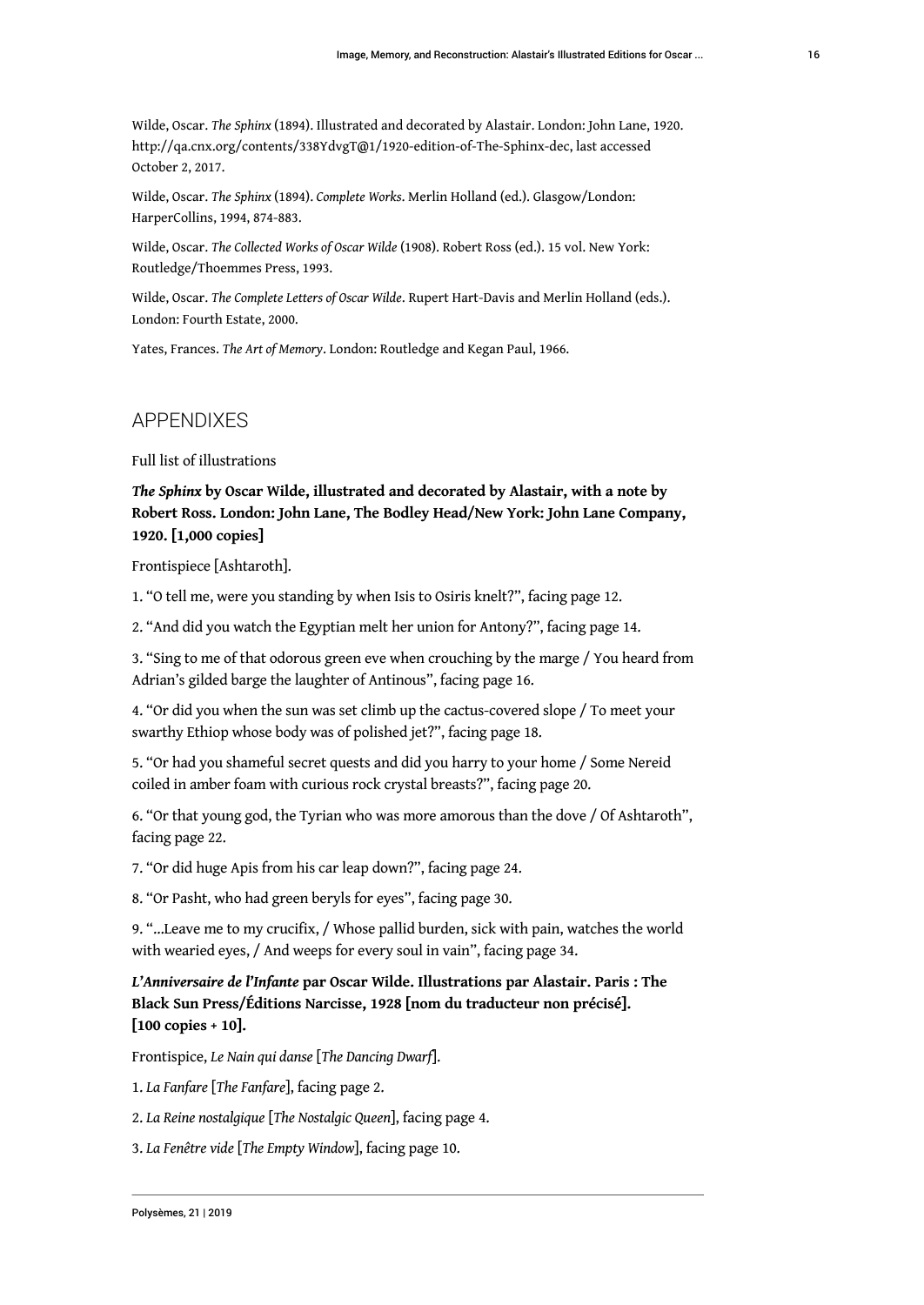Wilde, Oscar. *The Sphinx* (1894). Illustrated and decorated by Alastair. London: John Lane, 1920. http://qa.cnx.org/contents/338YdvgT@1/1920-edition-of-The-Sphinx-dec, last accessed October 2, 2017.

Wilde, Oscar. *The Sphinx* (1894). *Complete Works*. Merlin Holland (ed.). Glasgow/London: HarperCollins, 1994, 874-883.

Wilde, Oscar. *The Collected Works of Oscar Wilde* (1908). Robert Ross (ed.). 15 vol. New York: Routledge/Thoemmes Press, 1993.

Wilde, Oscar. *The Complete Letters of Oscar Wilde*. Rupert Hart-Davis and Merlin Holland (eds.). London: Fourth Estate, 2000.

Yates, Frances. *The Art of Memory*. London: Routledge and Kegan Paul, 1966.

## APPENDIXES

Full list of illustrations

***The Sphinx* by Oscar Wilde, illustrated and decorated by Alastair, with a note by Robert Ross. London: John Lane, The Bodley Head/New York: John Lane Company, 1920. [1,000 copies]**

Frontispiece [Ashtaroth].

1. "O tell me, were you standing by when Isis to Osiris knelt?", facing page 12.

2. "And did you watch the Egyptian melt her union for Antony?", facing page 14.

3. "Sing to me of that odorous green eve when crouching by the marge / You heard from Adrian's gilded barge the laughter of Antinous", facing page 16.

4. "Or did you when the sun was set climb up the cactus-covered slope / To meet your swarthy Ethiop whose body was of polished jet?", facing page 18.

5. "Or had you shameful secret quests and did you harry to your home / Some Nereid coiled in amber foam with curious rock crystal breasts?", facing page 20.

6. "Or that young god, the Tyrian who was more amorous than the dove / Of Ashtaroth", facing page 22.

7. "Or did huge Apis from his car leap down?", facing page 24.

8. "Or Pasht, who had green beryls for eyes", facing page 30.

9. "...Leave me to my crucifix, / Whose pallid burden, sick with pain, watches the world with wearied eyes, / And weeps for every soul in vain", facing page 34.

***L'Anniversaire de l'Infante* par Oscar Wilde. Illustrations par Alastair. Paris : The Black Sun Press/Éditions Narcisse, 1928 [nom du traducteur non précisé]. [100 copies + 10].**

Frontispice, *Le Nain qui danse* [*The Dancing Dwarf*].

1. *La Fanfare* [*The Fanfare*], facing page 2.

2. *La Reine nostalgique* [*The Nostalgic Queen*], facing page 4.

3. *La Fenêtre vide* [*The Empty Window*], facing page 10.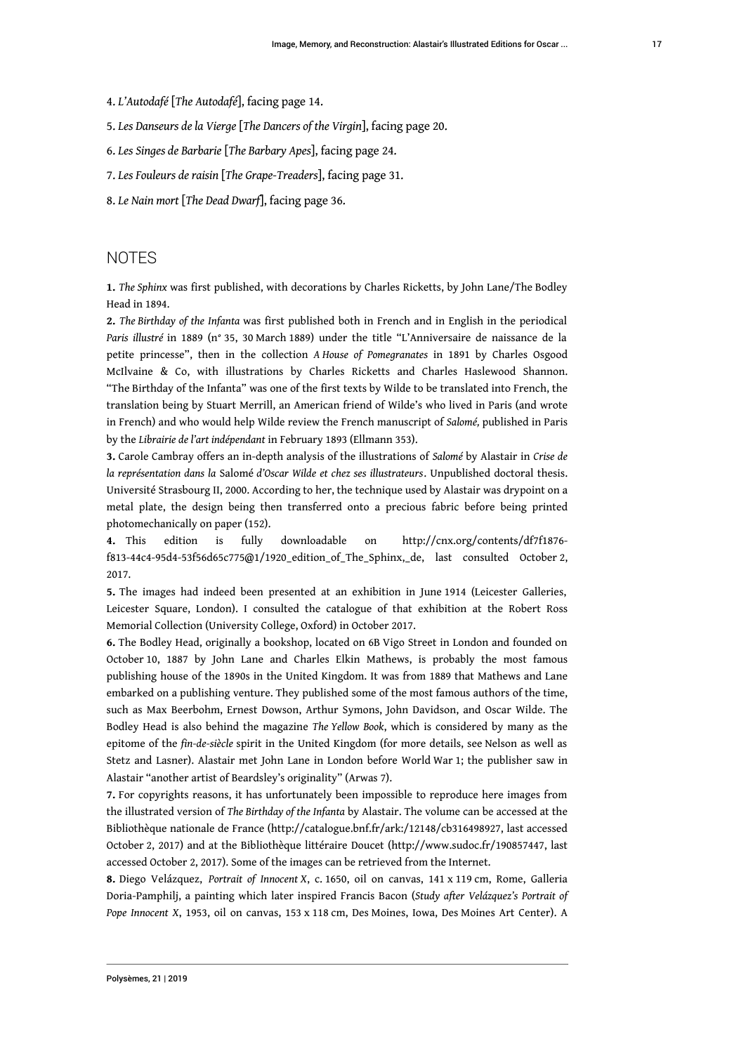4. *L'Autodafé* [*The Autodafé*], facing page 14.

5. *Les Danseurs de la Vierge* [*The Dancers of the Virgin*], facing page 20.

6. *Les Singes de Barbarie* [*The Barbary Apes*], facing page 24.

7. *Les Fouleurs de raisin* [*The Grape-Treaders*], facing page 31.

8. *Le Nain mort* [*The Dead Dwarf*], facing page 36.

## NOTES

**1.** *The Sphinx* was first published, with decorations by Charles Ricketts, by John Lane/The Bodley Head in 1894.

**2.** *The Birthday of the Infanta* was first published both in French and in English in the periodical *Paris illustré* in 1889 (n° 35, 30 March 1889) under the title "L'Anniversaire de naissance de la petite princesse", then in the collection *A House of Pomegranates* in 1891 by Charles Osgood McIlvaine & Co, with illustrations by Charles Ricketts and Charles Haslewood Shannon. "The Birthday of the Infanta" was one of the first texts by Wilde to be translated into French, the translation being by Stuart Merrill, an American friend of Wilde's who lived in Paris (and wrote in French) and who would help Wilde review the French manuscript of *Salomé,* published in Paris by the *Librairie de l'art indépendant* in February 1893 (Ellmann 353).

**3.** Carole Cambray offers an in-depth analysis of the illustrations of *Salomé* by Alastair in *Crise de la représentation dans la* Salomé *d'Oscar Wilde et chez ses illustrateurs*. Unpublished doctoral thesis. Université Strasbourg II, 2000. According to her, the technique used by Alastair was drypoint on a metal plate, the design being then transferred onto a precious fabric before being printed photomechanically on paper (152).

**4.** This edition is fully downloadable on http://cnx.org/contents/df7f1876-f813-44c4-95d4-53f56d65c775@1/1920_edition_of_The_Sphinx,_de, last consulted October 2, 2017.

**5.** The images had indeed been presented at an exhibition in June 1914 (Leicester Galleries, Leicester Square, London). I consulted the catalogue of that exhibition at the Robert Ross Memorial Collection (University College, Oxford) in October 2017.

**6.** The Bodley Head, originally a bookshop, located on 6B Vigo Street in London and founded on October 10, 1887 by John Lane and Charles Elkin Mathews, is probably the most famous publishing house of the 1890s in the United Kingdom. It was from 1889 that Mathews and Lane embarked on a publishing venture. They published some of the most famous authors of the time, such as Max Beerbohm, Ernest Dowson, Arthur Symons, John Davidson, and Oscar Wilde. The Bodley Head is also behind the magazine *The Yellow Book*, which is considered by many as the epitome of the *fin-de-siècle* spirit in the United Kingdom (for more details, see Nelson as well as Stetz and Lasner). Alastair met John Lane in London before World War 1; the publisher saw in Alastair "another artist of Beardsley's originality" (Arwas 7).

**7.** For copyrights reasons, it has unfortunately been impossible to reproduce here images from the illustrated version of *The Birthday of the Infanta* by Alastair. The volume can be accessed at the Bibliothèque nationale de France (http://catalogue.bnf.fr/ark:/12148/cb316498927, last accessed October 2, 2017) and at the Bibliothèque littéraire Doucet (http://www.sudoc.fr/190857447, last accessed October 2, 2017). Some of the images can be retrieved from the Internet.

**8.** Diego Velázquez, *Portrait of Innocent X*, c. 1650, oil on canvas, 141 x 119 cm, Rome, Galleria Doria-Pamphilj, a painting which later inspired Francis Bacon (*Study after Velázquez's Portrait of Pope Innocent X*, 1953, oil on canvas, 153 x 118 cm, Des Moines, Iowa, Des Moines Art Center). A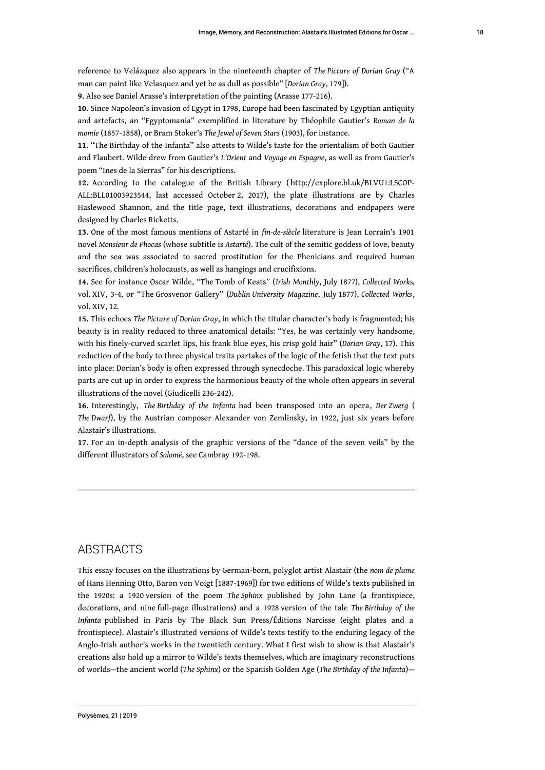reference to Velázquez also appears in the nineteenth chapter of *The Picture of Dorian Gray* ("A man can paint like Velasquez and yet be as dull as possible" [*Dorian Gray*, 179]).

**9.** Also see Daniel Arasse's interpretation of the painting (Arasse 177-216).

**10.** Since Napoleon's invasion of Egypt in 1798, Europe had been fascinated by Egyptian antiquity and artefacts, an "Egyptomania" exemplified in literature by Théophile Gautier's *Roman de la momie* (1857-1858), or Bram Stoker's *The Jewel of Seven Stars* (1903), for instance.

**11.** "The Birthday of the Infanta" also attests to Wilde's taste for the orientalism of both Gautier and Flaubert. Wilde drew from Gautier's *L'Orient* and *Voyage en Espagne*, as well as from Gautier's poem "Ines de la Sierras" for his descriptions.

**12.** According to the catalogue of the British Library ( http://explore.bl.uk/BLVU1:LSCOP-ALL:BLL01003923544, last accessed October 2, 2017), the plate illustrations are by Charles Haslewood Shannon, and the title page, text illustrations, decorations and endpapers were designed by Charles Ricketts.

**13.** One of the most famous mentions of Astarté in *fin-de-siècle* literature is Jean Lorrain's 1901 novel *Monsieur de Phocas* (whose subtitle is *Astarté*). The cult of the semitic goddess of love, beauty and the sea was associated to sacred prostitution for the Phenicians and required human sacrifices, children's holocausts, as well as hangings and crucifixions.

**14.** See for instance Oscar Wilde, "The Tomb of Keats" (*Irish Monthly*, July 1877), *Collected Works,* vol. XIV, 3-4, or "The Grosvenor Gallery" (*Dublin University Magazine*, July 1877), *Collected Works*, vol. XIV, 12.

**15.** This echoes *The Picture of Dorian Gray*, in which the titular character's body is fragmented; his beauty is in reality reduced to three anatomical details: "Yes, he was certainly very handsome, with his finely-curved scarlet lips, his frank blue eyes, his crisp gold hair" (*Dorian Gray*, 17). This reduction of the body to three physical traits partakes of the logic of the fetish that the text puts into place: Dorian's body is often expressed through synecdoche. This paradoxical logic whereby parts are cut up in order to express the harmonious beauty of the whole often appears in several illustrations of the novel (Giudicelli 236-242).

**16.** Interestingly, *The Birthday of the Infanta* had been transposed into an opera, *Der Zwerg* (*The Dwarf*), by the Austrian composer Alexander von Zemlinsky, in 1922, just six years before Alastair's illustrations.

**17.** For an in-depth analysis of the graphic versions of the "dance of the seven veils" by the different illustrators of *Salomé*, see Cambray 192-198.

## ABSTRACTS

This essay focuses on the illustrations by German-born, polyglot artist Alastair (the *nom de plume* of Hans Henning Otto, Baron von Voigt [1887-1969]) for two editions of Wilde's texts published in the 1920s: a 1920 version of the poem *The Sphinx* published by John Lane (a frontispiece, decorations, and nine full-page illustrations) and a 1928 version of the tale *The Birthday of the Infanta* published in Paris by The Black Sun Press/Éditions Narcisse (eight plates and a frontispiece). Alastair's illustrated versions of Wilde's texts testify to the enduring legacy of the Anglo-Irish author's works in the twentieth century. What I first wish to show is that Alastair's creations also hold up a mirror to Wilde's texts themselves, which are imaginary reconstructions of worlds—the ancient world (*The Sphinx*) or the Spanish Golden Age (*The Birthday of the Infanta*)—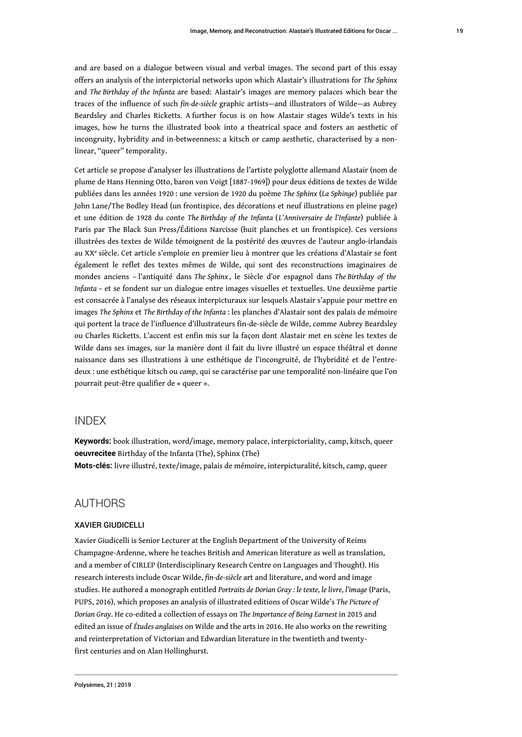and are based on a dialogue between visual and verbal images. The second part of this essay offers an analysis of the interpictorial networks upon which Alastair's illustrations for *The Sphinx* and *The Birthday of the Infanta* are based: Alastair's images are memory palaces which bear the traces of the influence of such *fin-de-siècle* graphic artists—and illustrators of Wilde—as Aubrey Beardsley and Charles Ricketts. A further focus is on how Alastair stages Wilde's texts in his images, how he turns the illustrated book into a theatrical space and fosters an aesthetic of incongruity, hybridity and in-betweenness: a kitsch or camp aesthetic, characterised by a non-linear, "queer" temporality.

Cet article se propose d'analyser les illustrations de l'artiste polyglotte allemand Alastair (nom de plume de Hans Henning Otto, baron von Voigt [1887-1969]) pour deux éditions de textes de Wilde publiées dans les années 1920 : une version de 1920 du poème *The Sphinx* (*La Sphinge*) publiée par John Lane/The Bodley Head (un frontispice, des décorations et neuf illustrations en pleine page) et une édition de 1928 du conte *The Birthday of the Infanta* (*L'Anniversaire de l'Infante*) publiée à Paris par The Black Sun Press/Éditions Narcisse (huit planches et un frontispice). Ces versions illustrées des textes de Wilde témoignent de la postérité des œuvres de l'auteur anglo-irlandais au XXe siècle. Cet article s'emploie en premier lieu à montrer que les créations d'Alastair se font également le reflet des textes mêmes de Wilde, qui sont des reconstructions imaginaires de mondes anciens – l'antiquité dans *The Sphinx*, le Siècle d'or espagnol dans *The Birthday of the Infanta* – et se fondent sur un dialogue entre images visuelles et textuelles. Une deuxième partie est consacrée à l'analyse des réseaux interpicturaux sur lesquels Alastair s'appuie pour mettre en images *The Sphinx* et *The Birthday of the Infanta* : les planches d'Alastair sont des palais de mémoire qui portent la trace de l'influence d'illustrateurs fin-de-siècle de Wilde, comme Aubrey Beardsley ou Charles Ricketts. L'accent est enfin mis sur la façon dont Alastair met en scène les textes de Wilde dans ses images, sur la manière dont il fait du livre illustré un espace théâtral et donne naissance dans ses illustrations à une esthétique de l'incongruité, de l'hybridité et de l'entre-deux : une esthétique kitsch ou *camp*, qui se caractérise par une temporalité non-linéaire que l'on pourrait peut-être qualifier de « queer ».

## INDEX

**Keywords:** book illustration, word/image, memory palace, interpictoriality, camp, kitsch, queer
**oeuvrecitee** Birthday of the Infanta (The), Sphinx (The)
**Mots-clés:** livre illustré, texte/image, palais de mémoire, interpicturalité, kitsch, camp, queer

## AUTHORS

### XAVIER GIUDICELLI

Xavier Giudicelli is Senior Lecturer at the English Department of the University of Reims Champagne-Ardenne, where he teaches British and American literature as well as translation, and a member of CIRLEP (Interdisciplinary Research Centre on Languages and Thought). His research interests include Oscar Wilde, *fin-de-siècle* art and literature, and word and image studies. He authored a monograph entitled *Portraits de Dorian Gray : le texte, le livre, l'image* (Paris, PUPS, 2016), which proposes an analysis of illustrated editions of Oscar Wilde's *The Picture of Dorian Gray*. He co-edited a collection of essays on *The Importance of Being Earnest* in 2015 and edited an issue of *Études anglaises* on Wilde and the arts in 2016. He also works on the rewriting and reinterpretation of Victorian and Edwardian literature in the twentieth and twenty-first centuries and on Alan Hollinghurst.